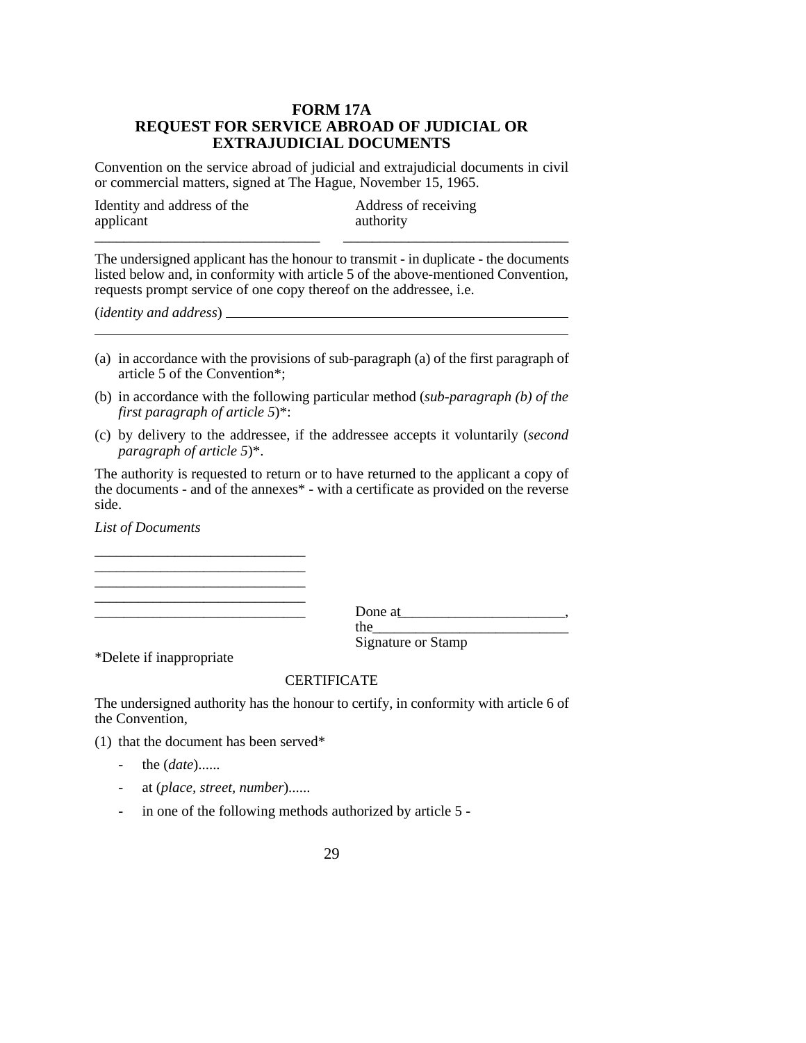# FORM 17A
## REQUEST FOR SERVICE ABROAD OF JUDICIAL OR EXTRAJUDICIAL DOCUMENTS

Convention on the service abroad of judicial and extrajudicial documents in civil or commercial matters, signed at The Hague, November 15, 1965.

| Identity and address of the applicant | Address of receiving authority |
|---|---|
| ______________________________ | ______________________________ |

The undersigned applicant has the honour to transmit - in duplicate - the documents listed below and, in conformity with article 5 of the above-mentioned Convention, requests prompt service of one copy thereof on the addressee, i.e.

(*identity and address*) ______________________________________________

______________________________________________________________

(a) in accordance with the provisions of sub-paragraph (a) of the first paragraph of article 5 of the Convention*;

(b) in accordance with the following particular method (*sub-paragraph (b) of the first paragraph of article 5*)*:

(c) by delivery to the addressee, if the addressee accepts it voluntarily (*second paragraph of article 5*)*.

The authority is requested to return or to have returned to the applicant a copy of the documents - and of the annexes* - with a certificate as provided on the reverse side.

*List of Documents*

______________________________

______________________________

______________________________

______________________________

______________________________

Done at______________________,

the__________________________

Signature or Stamp

*Delete if inappropriate

CERTIFICATE

The undersigned authority has the honour to certify, in conformity with article 6 of the Convention,

(1) that the document has been served*

- the (*date*)......
- at (*place, street, number*)......
- in one of the following methods authorized by article 5 -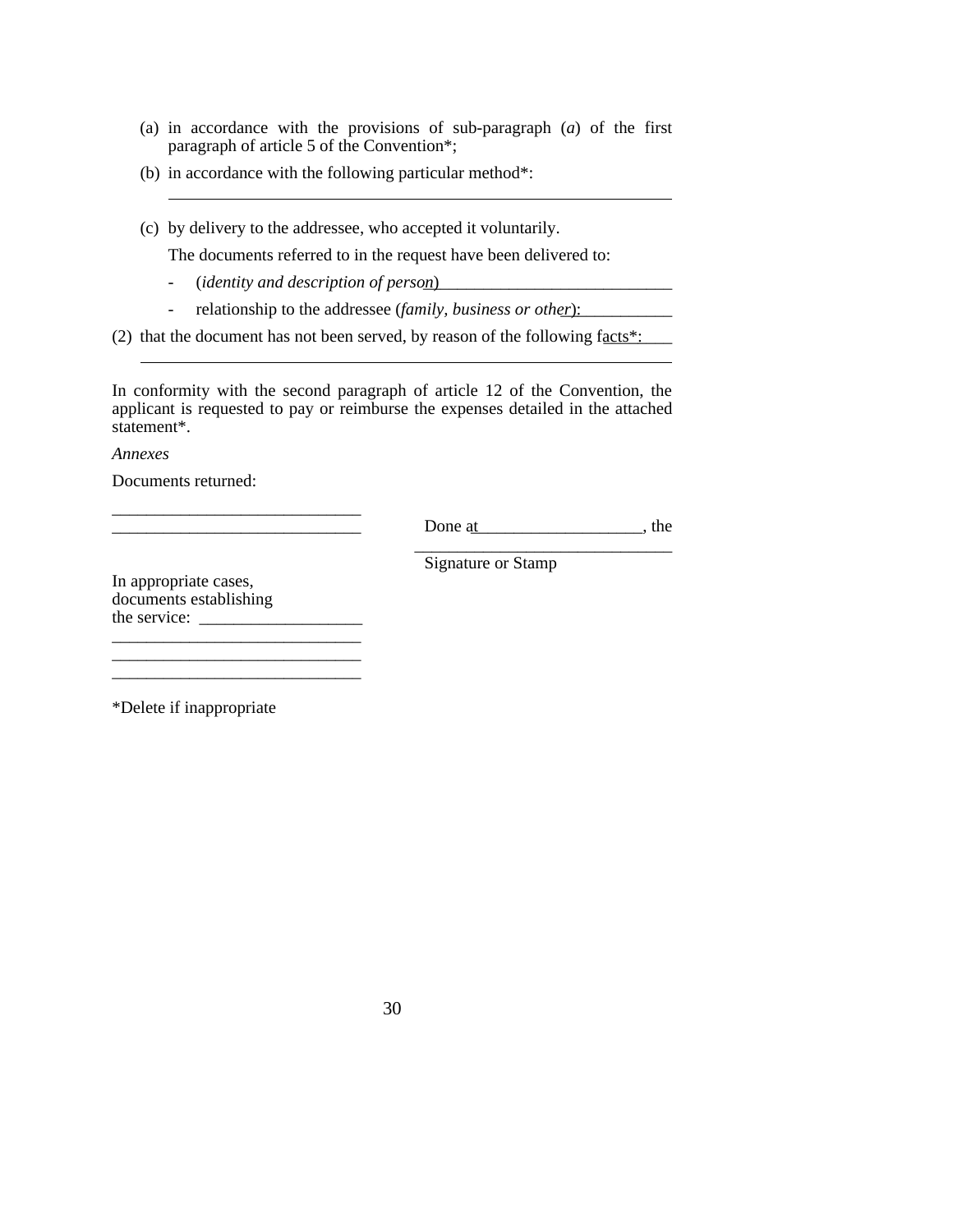(a) in accordance with the provisions of sub-paragraph (*a*) of the first paragraph of article 5 of the Convention*;

(b) in accordance with the following particular method*:

______________________________________________________________

(c) by delivery to the addressee, who accepted it voluntarily.

The documents referred to in the request have been delivered to:

- (*identity and description of person*)___________________________
- relationship to the addressee (*family, business or other*):___________

(2) that the document has not been served, by reason of the following facts*:____

______________________________________________________________

In conformity with the second paragraph of article 12 of the Convention, the applicant is requested to pay or reimburse the expenses detailed in the attached statement*.

*Annexes*

Documents returned:

_____________________________

_____________________________

Done at___________________, the

_____________________________

Signature or Stamp

In appropriate cases, documents establishing the service: ___________________

_____________________________

_____________________________

_____________________________

*Delete if inappropriate